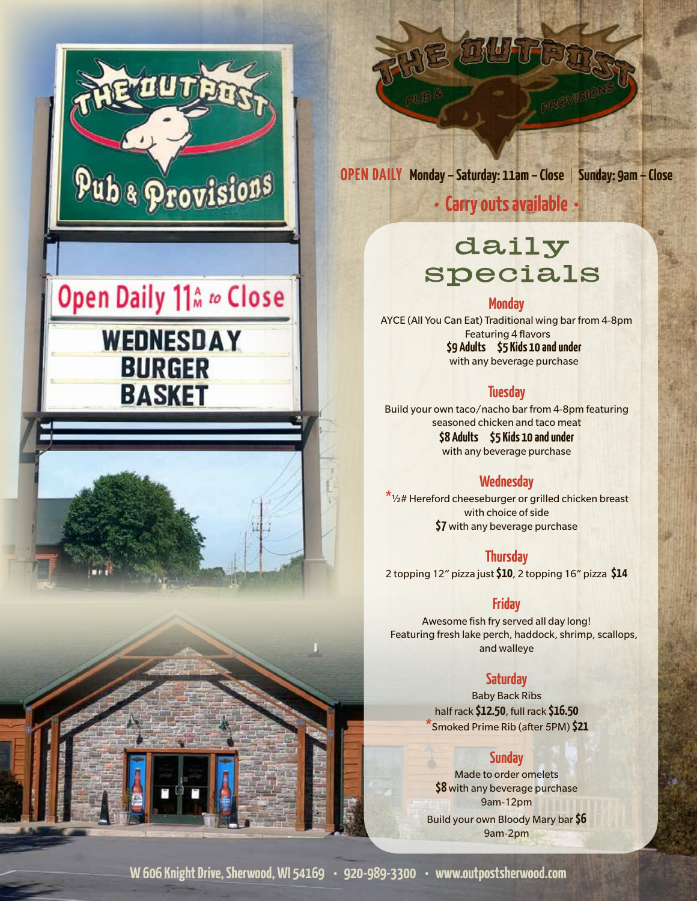# THE OUTPOST PUB & PROVISIONS

**OPEN DAILY** Monday – Saturday: 11am – Close | Sunday: 9am – Close

**• Carry outs available •**

## daily specials

### Monday

AYCE (All You Can Eat) Traditional wing bar from 4-8pm
Featuring 4 flavors
**$9 Adults $5 Kids 10 and under**
with any beverage purchase

### Tuesday

Build your own taco/nacho bar from 4-8pm featuring seasoned chicken and taco meat
**$8 Adults $5 Kids 10 and under**
with any beverage purchase

### Wednesday

*½# Hereford cheeseburger or grilled chicken breast with choice of side
**$7** with any beverage purchase

### Thursday

2 topping 12" pizza just **$10**, 2 topping 16" pizza **$14**

### Friday

Awesome fish fry served all day long!
Featuring fresh lake perch, haddock, shrimp, scallops, and walleye

### Saturday

Baby Back Ribs
half rack **$12.50**, full rack **$16.50**
*Smoked Prime Rib (after 5PM) **$21**

### Sunday

Made to order omelets
**$8** with any beverage purchase
9am-12pm
Build your own Bloody Mary bar **$6**
9am-2pm

W 606 Knight Drive, Sherwood, WI 54169 • 920-989-3300 • www.outpostsherwood.com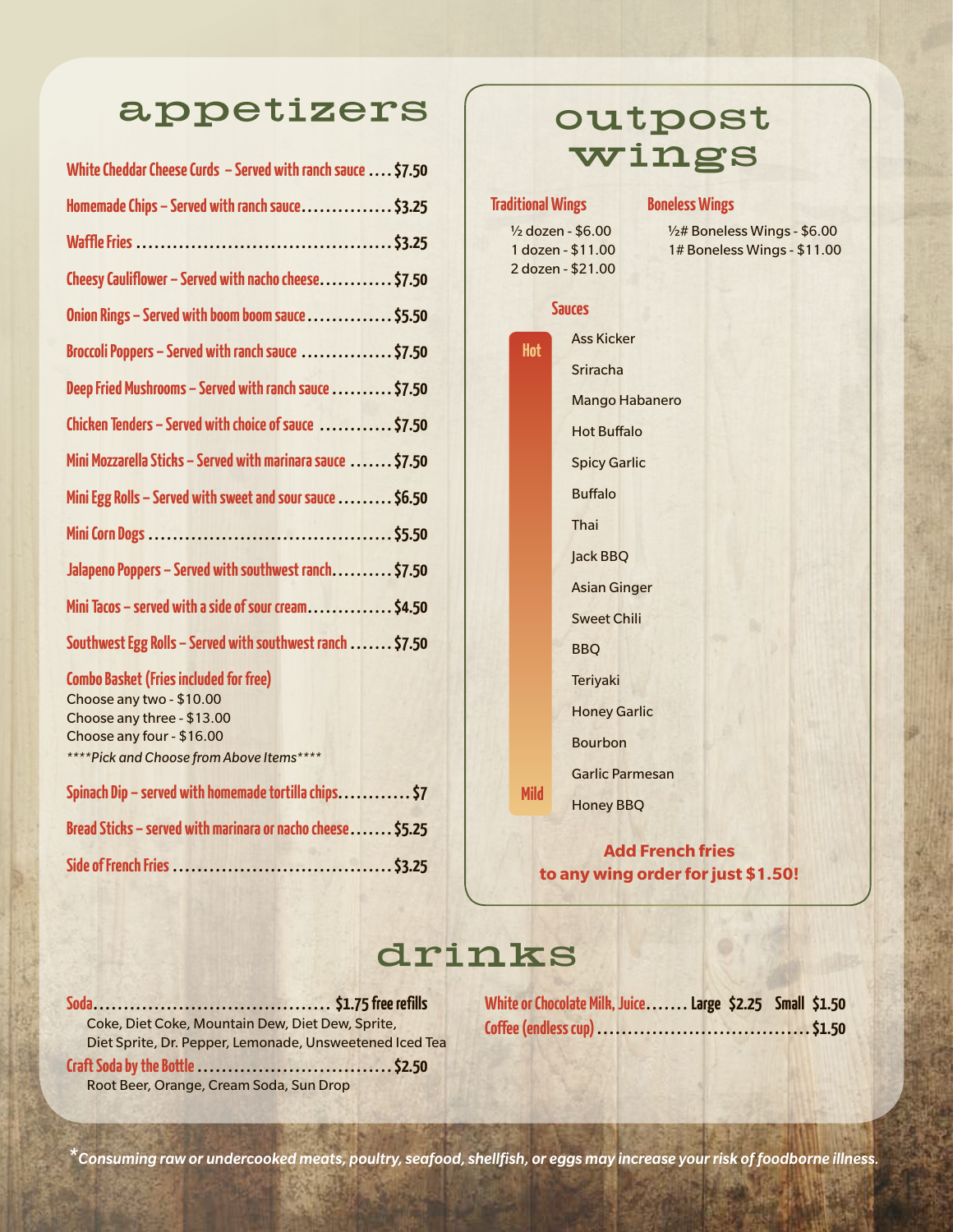# appetizers

- **White Cheddar Cheese Curds – Served with ranch sauce** .... $7.50
- **Homemade Chips – Served with ranch sauce** ............... $3.25
- **Waffle Fries** ......................................... $3.25
- **Cheesy Cauliflower – Served with nacho cheese** ............ $7.50
- **Onion Rings – Served with boom boom sauce** .............. $5.50
- **Broccoli Poppers – Served with ranch sauce** ............... $7.50
- **Deep Fried Mushrooms – Served with ranch sauce** .......... $7.50
- **Chicken Tenders – Served with choice of sauce** ............ $7.50
- **Mini Mozzarella Sticks – Served with marinara sauce** ....... $7.50
- **Mini Egg Rolls – Served with sweet and sour sauce** ......... $6.50
- **Mini Corn Dogs** ....................................... $5.50
- **Jalapeno Poppers – Served with southwest ranch** .......... $7.50
- **Mini Tacos – served with a side of sour cream** .............. $4.50
- **Southwest Egg Rolls – Served with southwest ranch** ....... $7.50

**Combo Basket (Fries included for free)**

Choose any two - $10.00
Choose any three - $13.00
Choose any four - $16.00

*\*\*\*\*Pick and Choose from Above Items\*\*\*\**

- **Spinach Dip – served with homemade tortilla chips** ............ $7
- **Bread Sticks – served with marinara or nacho cheese** ....... $5.25
- **Side of French Fries** .................................. $3.25

# outpost wings

**Traditional Wings**

½ dozen - $6.00
1 dozen - $11.00
2 dozen - $21.00

**Boneless Wings**

½# Boneless Wings - $6.00
1# Boneless Wings - $11.00

**Sauces**

Hot

- Ass Kicker
- Sriracha
- Mango Habanero
- Hot Buffalo
- Spicy Garlic
- Buffalo
- Thai
- Jack BBQ
- Asian Ginger
- Sweet Chili
- BBQ
- Teriyaki
- Honey Garlic
- Bourbon
- Garlic Parmesan
- Honey BBQ

Mild

**Add French fries to any wing order for just $1.50!**

# drinks

**Soda** ...................................... $1.75 free refills

Coke, Diet Coke, Mountain Dew, Diet Dew, Sprite, Diet Sprite, Dr. Pepper, Lemonade, Unsweetened Iced Tea

**Craft Soda by the Bottle** ................................ $2.50

Root Beer, Orange, Cream Soda, Sun Drop

**White or Chocolate Milk, Juice** ....... Large $2.25 Small $1.50

**Coffee (endless cup)** .................................. $1.50

*\*Consuming raw or undercooked meats, poultry, seafood, shellfish, or eggs may increase your risk of foodborne illness.*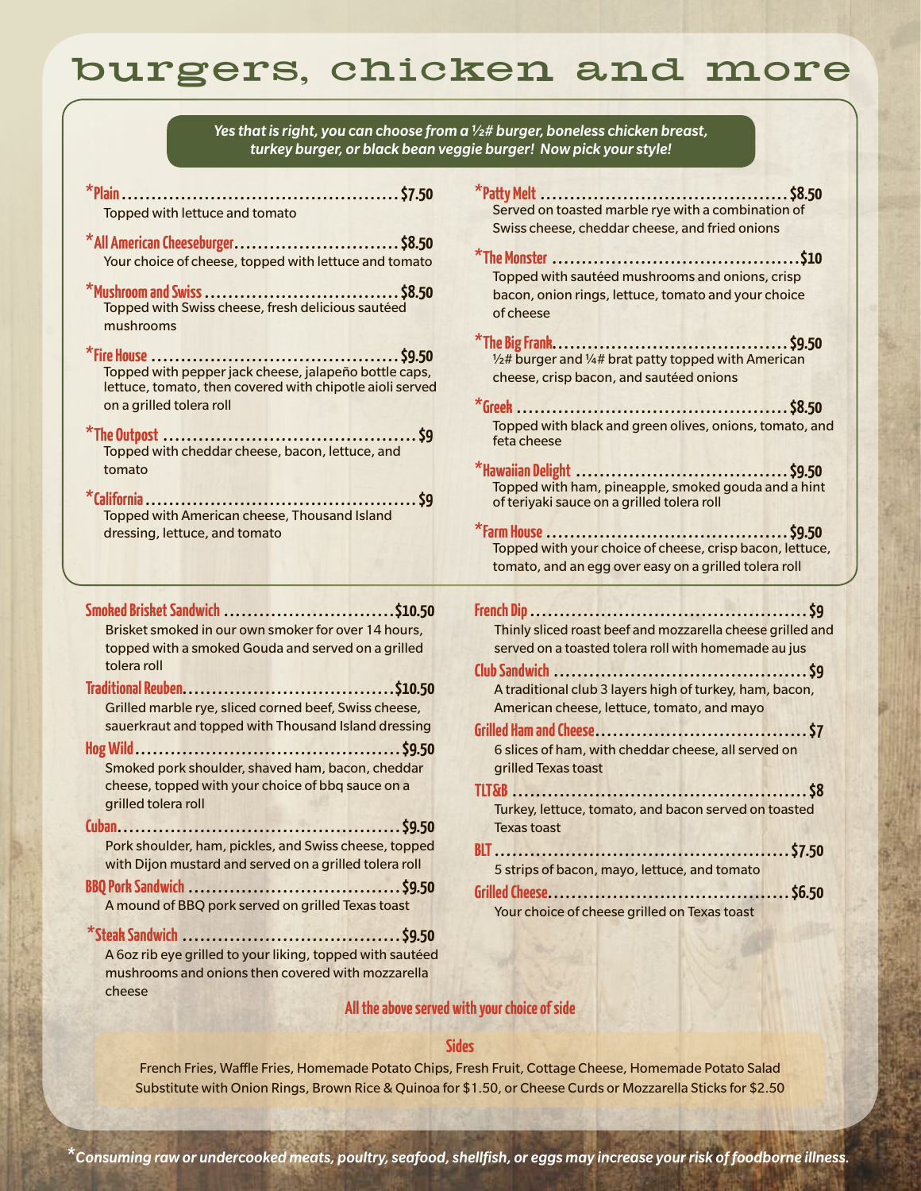# burgers, chicken and more

***Yes that is right, you can choose from a ½# burger, boneless chicken breast, turkey burger, or black bean veggie burger! Now pick your style!***

**\*Plain** ............ $7.50
Topped with lettuce and tomato

**\*All American Cheeseburger** ............ $8.50
Your choice of cheese, topped with lettuce and tomato

**\*Mushroom and Swiss** ............ $8.50
Topped with Swiss cheese, fresh delicious sautéed mushrooms

**\*Fire House** ............ $9.50
Topped with pepper jack cheese, jalapeño bottle caps, lettuce, tomato, then covered with chipotle aioli served on a grilled tolera roll

**\*The Outpost** ............ $9
Topped with cheddar cheese, bacon, lettuce, and tomato

**\*California** ............ $9
Topped with American cheese, Thousand Island dressing, lettuce, and tomato

**\*Patty Melt** ............ $8.50
Served on toasted marble rye with a combination of Swiss cheese, cheddar cheese, and fried onions

**\*The Monster** ............ $10
Topped with sautéed mushrooms and onions, crisp bacon, onion rings, lettuce, tomato and your choice of cheese

**\*The Big Frank** ............ $9.50
½# burger and ¼# brat patty topped with American cheese, crisp bacon, and sautéed onions

**\*Greek** ............ $8.50
Topped with black and green olives, onions, tomato, and feta cheese

**\*Hawaiian Delight** ............ $9.50
Topped with ham, pineapple, smoked gouda and a hint of teriyaki sauce on a grilled tolera roll

**\*Farm House** ............ $9.50
Topped with your choice of cheese, crisp bacon, lettuce, tomato, and an egg over easy on a grilled tolera roll

**Smoked Brisket Sandwich** ............ $10.50
Brisket smoked in our own smoker for over 14 hours, topped with a smoked Gouda and served on a grilled tolera roll

**Traditional Reuben** ............ $10.50
Grilled marble rye, sliced corned beef, Swiss cheese, sauerkraut and topped with Thousand Island dressing

**Hog Wild** ............ $9.50
Smoked pork shoulder, shaved ham, bacon, cheddar cheese, topped with your choice of bbq sauce on a grilled tolera roll

**Cuban** ............ $9.50
Pork shoulder, ham, pickles, and Swiss cheese, topped with Dijon mustard and served on a grilled tolera roll

**BBQ Pork Sandwich** ............ $9.50
A mound of BBQ pork served on grilled Texas toast

**\*Steak Sandwich** ............ $9.50
A 6oz rib eye grilled to your liking, topped with sautéed mushrooms and onions then covered with mozzarella cheese

**French Dip** ............ $9
Thinly sliced roast beef and mozzarella cheese grilled and served on a toasted tolera roll with homemade au jus

**Club Sandwich** ............ $9
A traditional club 3 layers high of turkey, ham, bacon, American cheese, lettuce, tomato, and mayo

**Grilled Ham and Cheese** ............ $7
6 slices of ham, with cheddar cheese, all served on grilled Texas toast

**TLT&B** ............ $8
Turkey, lettuce, tomato, and bacon served on toasted Texas toast

**BLT** ............ $7.50
5 strips of bacon, mayo, lettuce, and tomato

**Grilled Cheese** ............ $6.50
Your choice of cheese grilled on Texas toast

**All the above served with your choice of side**

## Sides

French Fries, Waffle Fries, Homemade Potato Chips, Fresh Fruit, Cottage Cheese, Homemade Potato Salad
Substitute with Onion Rings, Brown Rice & Quinoa for $1.50, or Cheese Curds or Mozzarella Sticks for $2.50

*\*Consuming raw or undercooked meats, poultry, seafood, shellfish, or eggs may increase your risk of foodborne illness.*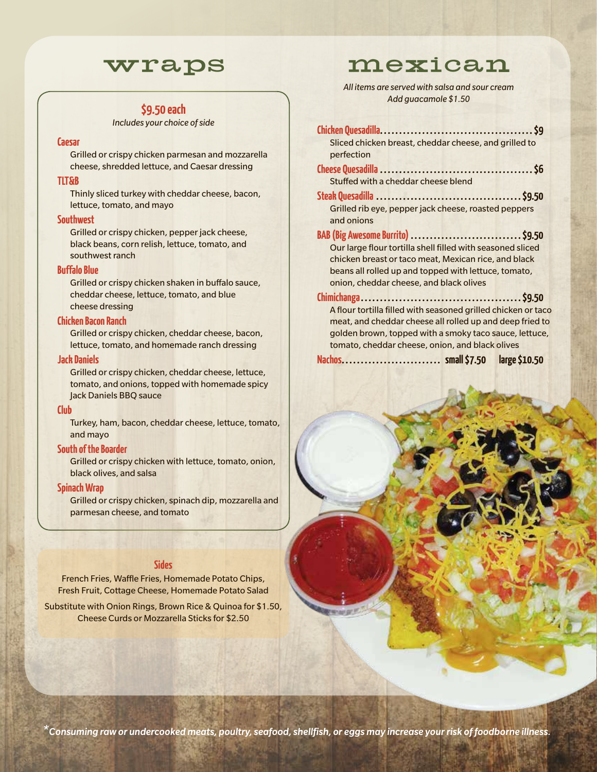# wraps

## $9.50 each

*Includes your choice of side*

### Caesar

Grilled or crispy chicken parmesan and mozzarella cheese, shredded lettuce, and Caesar dressing

### TLT&B

Thinly sliced turkey with cheddar cheese, bacon, lettuce, tomato, and mayo

### Southwest

Grilled or crispy chicken, pepper jack cheese, black beans, corn relish, lettuce, tomato, and southwest ranch

### Buffalo Blue

Grilled or crispy chicken shaken in buffalo sauce, cheddar cheese, lettuce, tomato, and blue cheese dressing

### Chicken Bacon Ranch

Grilled or crispy chicken, cheddar cheese, bacon, lettuce, tomato, and homemade ranch dressing

### Jack Daniels

Grilled or crispy chicken, cheddar cheese, lettuce, tomato, and onions, topped with homemade spicy Jack Daniels BBQ sauce

### Club

Turkey, ham, bacon, cheddar cheese, lettuce, tomato, and mayo

### South of the Boarder

Grilled or crispy chicken with lettuce, tomato, onion, black olives, and salsa

### Spinach Wrap

Grilled or crispy chicken, spinach dip, mozzarella and parmesan cheese, and tomato

## Sides

French Fries, Waffle Fries, Homemade Potato Chips, Fresh Fruit, Cottage Cheese, Homemade Potato Salad

Substitute with Onion Rings, Brown Rice & Quinoa for $1.50, Cheese Curds or Mozzarella Sticks for $2.50

# mexican

*All items are served with salsa and sour cream*
*Add guacamole $1.50*

**Chicken Quesadilla** ....................................... **$9**
Sliced chicken breast, cheddar cheese, and grilled to perfection

**Cheese Quesadilla** ....................................... **$6**
Stuffed with a cheddar cheese blend

**Steak Quesadilla** ....................................... **$9.50**
Grilled rib eye, pepper jack cheese, roasted peppers and onions

**BAB (Big Awesome Burrito)** ....................................... **$9.50**
Our large flour tortilla shell filled with seasoned sliced chicken breast or taco meat, Mexican rice, and black beans all rolled up and topped with lettuce, tomato, onion, cheddar cheese, and black olives

**Chimichanga** ....................................... **$9.50**
A flour tortilla filled with seasoned grilled chicken or taco meat, and cheddar cheese all rolled up and deep fried to golden brown, topped with a smoky taco sauce, lettuce, tomato, cheddar cheese, onion, and black olives

**Nachos** .......................... **small $7.50** **large $10.50**

**Consuming raw or undercooked meats, poultry, seafood, shellfish, or eggs may increase your risk of foodborne illness.*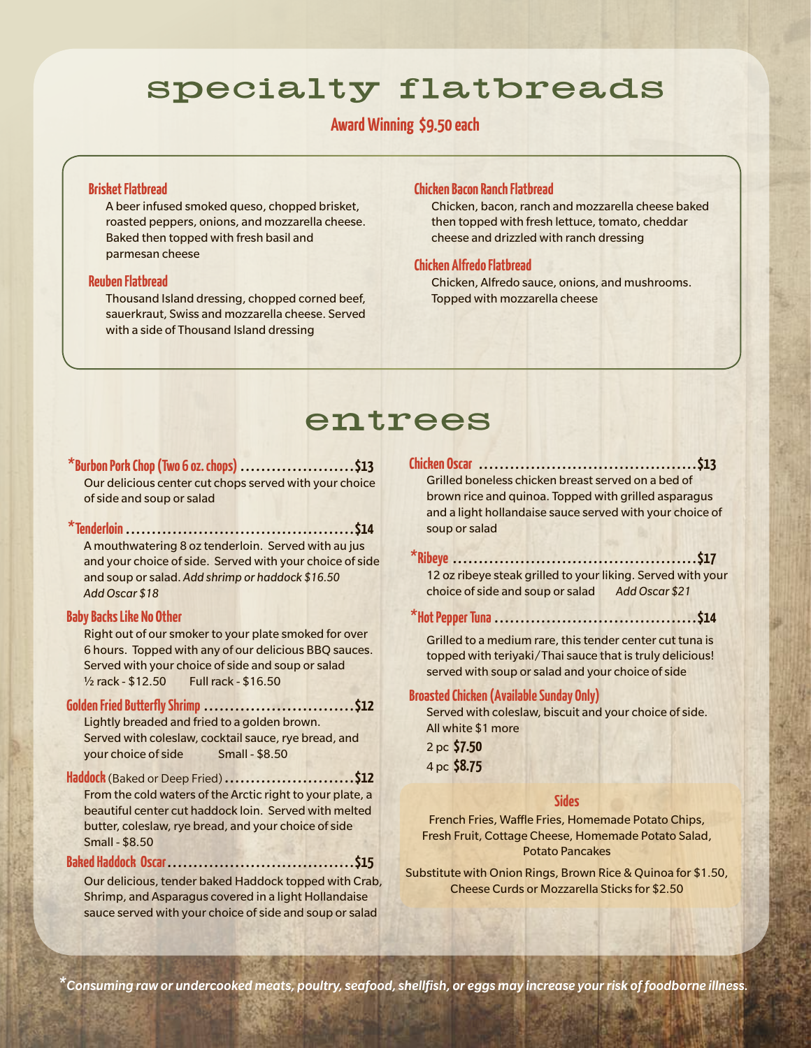# specialty flatbreads

**Award Winning $9.50 each**

### Brisket Flatbread

A beer infused smoked queso, chopped brisket, roasted peppers, onions, and mozzarella cheese. Baked then topped with fresh basil and parmesan cheese

### Reuben Flatbread

Thousand Island dressing, chopped corned beef, sauerkraut, Swiss and mozzarella cheese. Served with a side of Thousand Island dressing

### Chicken Bacon Ranch Flatbread

Chicken, bacon, ranch and mozzarella cheese baked then topped with fresh lettuce, tomato, cheddar cheese and drizzled with ranch dressing

### Chicken Alfredo Flatbread

Chicken, Alfredo sauce, onions, and mushrooms. Topped with mozzarella cheese

# entrees

### *Burbon Pork Chop (Two 6 oz. chops) ...................... $13

Our delicious center cut chops served with your choice of side and soup or salad

### *Tenderloin ........................................... $14

A mouthwatering 8 oz tenderloin. Served with au jus and your choice of side. Served with your choice of side and soup or salad. *Add shrimp or haddock $16.50*
*Add Oscar $18*

### Baby Backs Like No Other

Right out of our smoker to your plate smoked for over 6 hours. Topped with any of our delicious BBQ sauces. Served with your choice of side and soup or salad
½ rack - $12.50 Full rack - $16.50

### Golden Fried Butterfly Shrimp ............................ $12

Lightly breaded and fried to a golden brown. Served with coleslaw, cocktail sauce, rye bread, and your choice of side Small - $8.50

### Haddock (Baked or Deep Fried) ......................... $12

From the cold waters of the Arctic right to your plate, a beautiful center cut haddock loin. Served with melted butter, coleslaw, rye bread, and your choice of side
Small - $8.50

### Baked Haddock Oscar ................................... $15

Our delicious, tender baked Haddock topped with Crab, Shrimp, and Asparagus covered in a light Hollandaise sauce served with your choice of side and soup or salad

### Chicken Oscar ......................................... $13

Grilled boneless chicken breast served on a bed of brown rice and quinoa. Topped with grilled asparagus and a light hollandaise sauce served with your choice of soup or salad

### *Ribeye ............................................... $17

12 oz ribeye steak grilled to your liking. Served with your choice of side and soup or salad *Add Oscar $21*

### *Hot Pepper Tuna ...................................... $14

Grilled to a medium rare, this tender center cut tuna is topped with teriyaki/Thai sauce that is truly delicious! served with soup or salad and your choice of side

### Broasted Chicken (Available Sunday Only)

Served with coleslaw, biscuit and your choice of side. All white $1 more

2 pc **$7.50**
4 pc **$8.75**

### Sides

French Fries, Waffle Fries, Homemade Potato Chips, Fresh Fruit, Cottage Cheese, Homemade Potato Salad, Potato Pancakes

Substitute with Onion Rings, Brown Rice & Quinoa for $1.50, Cheese Curds or Mozzarella Sticks for $2.50

**Consuming raw or undercooked meats, poultry, seafood, shellfish, or eggs may increase your risk of foodborne illness.*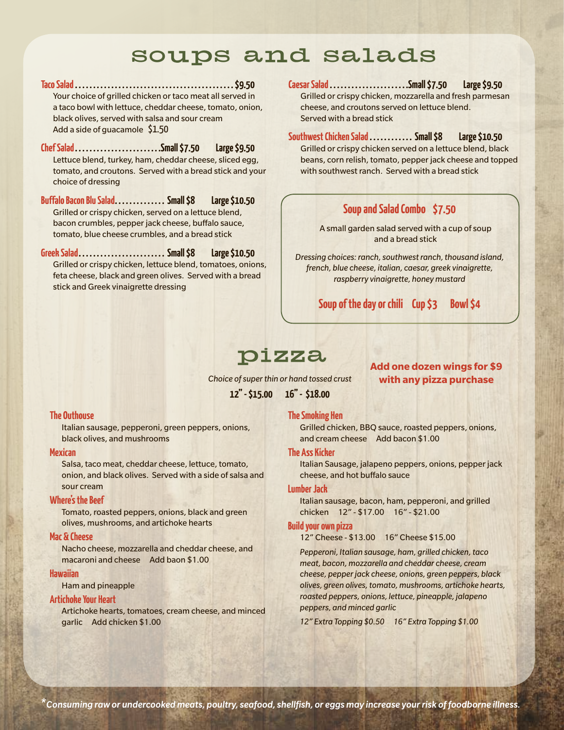# soups and salads

**Taco Salad** ............................................. **$9.50**
Your choice of grilled chicken or taco meat all served in a taco bowl with lettuce, cheddar cheese, tomato, onion, black olives, served with salsa and sour cream
Add a side of guacamole $1.50

**Chef Salad** ........................ **Small $7.50 Large $9.50**
Lettuce blend, turkey, ham, cheddar cheese, sliced egg, tomato, and croutons. Served with a bread stick and your choice of dressing

**Buffalo Bacon Blu Salad** .............. **Small $8 Large $10.50**
Grilled or crispy chicken, served on a lettuce blend, bacon crumbles, pepper jack cheese, buffalo sauce, tomato, blue cheese crumbles, and a bread stick

**Greek Salad** ........................ **Small $8 Large $10.50**
Grilled or crispy chicken, lettuce blend, tomatoes, onions, feta cheese, black and green olives. Served with a bread stick and Greek vinaigrette dressing

**Caesar Salad** ...................... **Small $7.50 Large $9.50**
Grilled or crispy chicken, mozzarella and fresh parmesan cheese, and croutons served on lettuce blend. Served with a bread stick

**Southwest Chicken Salad** ............ **Small $8 Large $10.50**
Grilled or crispy chicken served on a lettuce blend, black beans, corn relish, tomato, pepper jack cheese and topped with southwest ranch. Served with a bread stick

**Soup and Salad Combo $7.50**

A small garden salad served with a cup of soup and a bread stick

*Dressing choices: ranch, southwest ranch, thousand island, french, blue cheese, italian, caesar, greek vinaigrette, raspberry vinaigrette, honey mustard*

**Soup of the day or chili Cup $3 Bowl $4**

# pizza

*Choice of super thin or hand tossed crust*

**12" - $15.00 16" - $18.00**

**Add one dozen wings for $9 with any pizza purchase**

**The Outhouse**
Italian sausage, pepperoni, green peppers, onions, black olives, and mushrooms

**Mexican**
Salsa, taco meat, cheddar cheese, lettuce, tomato, onion, and black olives. Served with a side of salsa and sour cream

**Where's the Beef**
Tomato, roasted peppers, onions, black and green olives, mushrooms, and artichoke hearts

**Mac & Cheese**
Nacho cheese, mozzarella and cheddar cheese, and macaroni and cheese Add baon $1.00

**Hawaiian**
Ham and pineapple

**Artichoke Your Heart**
Artichoke hearts, tomatoes, cream cheese, and minced garlic Add chicken $1.00

**The Smoking Hen**
Grilled chicken, BBQ sauce, roasted peppers, onions, and cream cheese Add bacon $1.00

**The Ass Kicker**
Italian Sausage, jalapeno peppers, onions, pepper jack cheese, and hot buffalo sauce

**Lumber Jack**
Italian sausage, bacon, ham, pepperoni, and grilled chicken 12" - $17.00 16" - $21.00

**Build your own pizza**
12" Cheese - $13.00 16" Cheese $15.00

*Pepperoni, Italian sausage, ham, grilled chicken, taco meat, bacon, mozzarella and cheddar cheese, cream cheese, pepper jack cheese, onions, green peppers, black olives, green olives, tomato, mushrooms, artichoke hearts, roasted peppers, onions, lettuce, pineapple, jalapeno peppers, and minced garlic*

*12" Extra Topping $0.50 16" Extra Topping $1.00*

***Consuming raw or undercooked meats, poultry, seafood, shellfish, or eggs may increase your risk of foodborne illness.***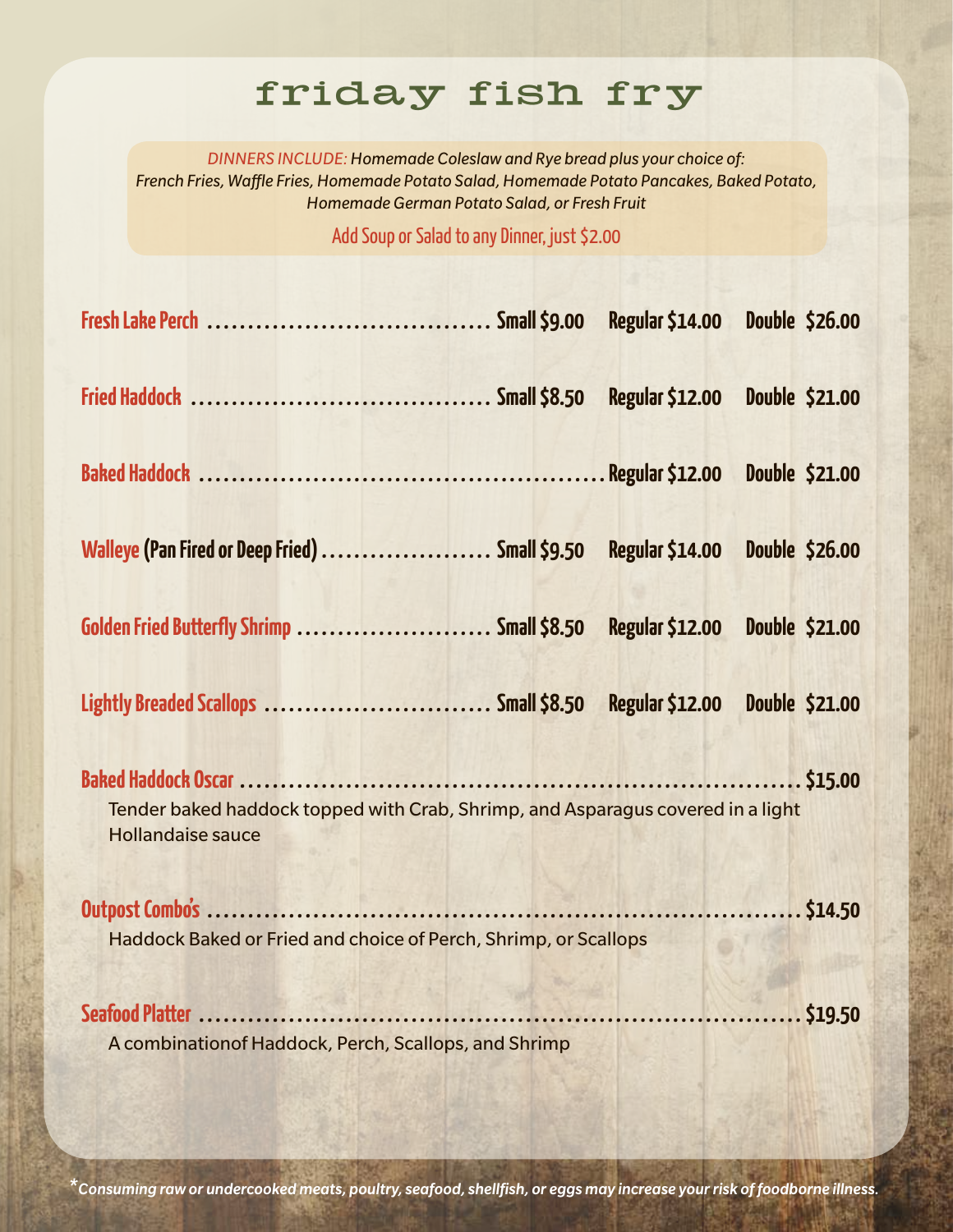# friday fish fry

*DINNERS INCLUDE: Homemade Coleslaw and Rye bread plus your choice of: French Fries, Waffle Fries, Homemade Potato Salad, Homemade Potato Pancakes, Baked Potato, Homemade German Potato Salad, or Fresh Fruit*

Add Soup or Salad to any Dinner, just $2.00

| | | | |
|---|---|---|---|
| **Fresh Lake Perch** | Small $9.00 | Regular $14.00 | Double $26.00 |
| **Fried Haddock** | Small $8.50 | Regular $12.00 | Double $21.00 |
| **Baked Haddock** | | Regular $12.00 | Double $21.00 |
| **Walleye (Pan Fired or Deep Fried)** | Small $9.50 | Regular $14.00 | Double $26.00 |
| **Golden Fried Butterfly Shrimp** | Small $8.50 | Regular $12.00 | Double $21.00 |
| **Lightly Breaded Scallops** | Small $8.50 | Regular $12.00 | Double $21.00 |

**Baked Haddock Oscar** ........ $15.00

Tender baked haddock topped with Crab, Shrimp, and Asparagus covered in a light Hollandaise sauce

**Outpost Combo's** ........ $14.50

Haddock Baked or Fried and choice of Perch, Shrimp, or Scallops

**Seafood Platter** ........ $19.50

A combinationof Haddock, Perch, Scallops, and Shrimp

*\*Consuming raw or undercooked meats, poultry, seafood, shellfish, or eggs may increase your risk of foodborne illness.*